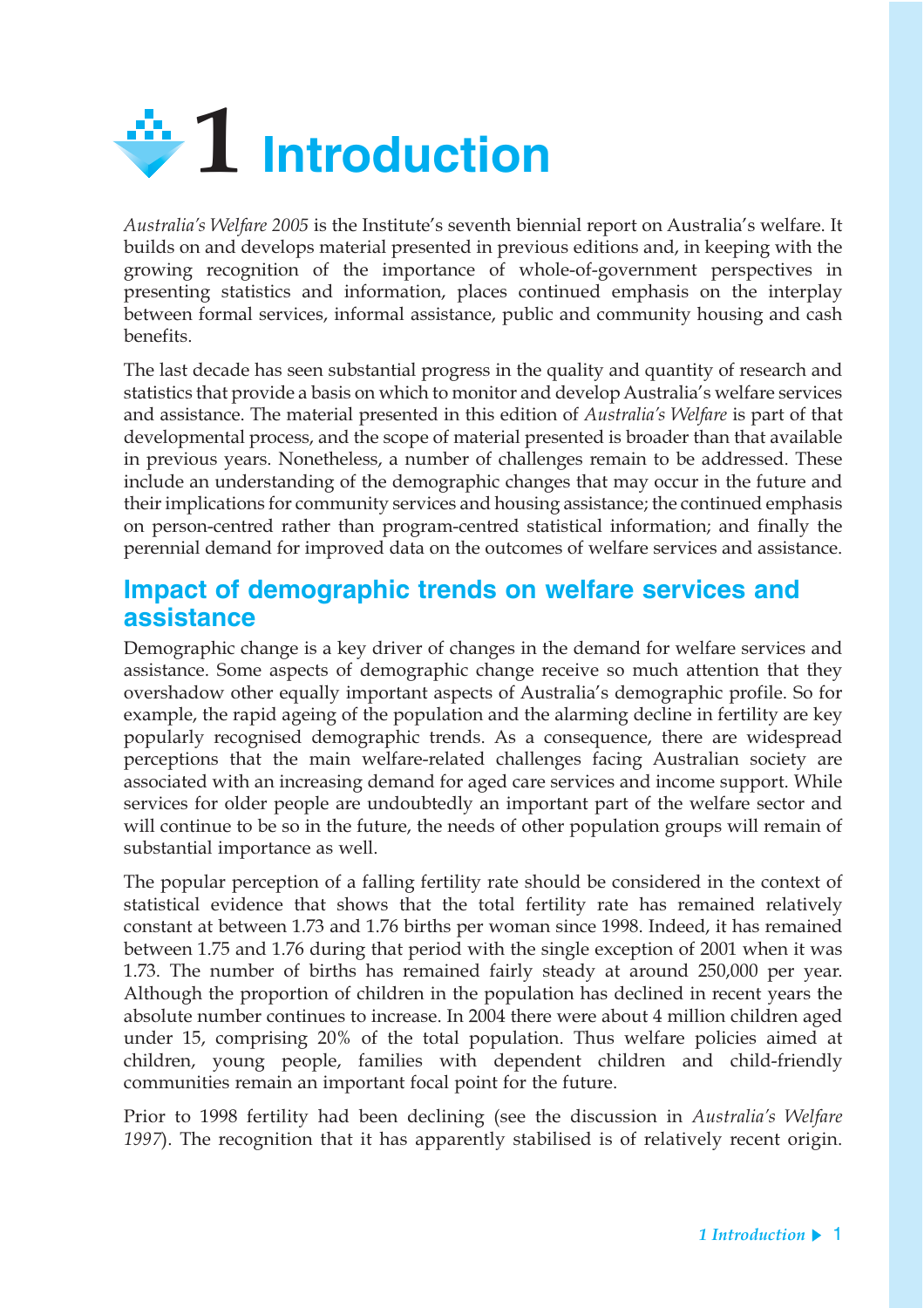# 1 Introduction

*Australia's Welfare 2005* is the Institute's seventh biennial report on Australia's welfare. It builds on and develops material presented in previous editions and, in keeping with the growing recognition of the importance of whole-of-government perspectives in presenting statistics and information, places continued emphasis on the interplay between formal services, informal assistance, public and community housing and cash benefits.

The last decade has seen substantial progress in the quality and quantity of research and statistics that provide a basis on which to monitor and develop Australia's welfare services and assistance. The material presented in this edition of *Australia's Welfare* is part of that developmental process, and the scope of material presented is broader than that available in previous years. Nonetheless, a number of challenges remain to be addressed. These include an understanding of the demographic changes that may occur in the future and their implications for community services and housing assistance; the continued emphasis on person-centred rather than program-centred statistical information; and finally the perennial demand for improved data on the outcomes of welfare services and assistance.

## Impact of demographic trends on welfare services and assistance

Demographic change is a key driver of changes in the demand for welfare services and assistance. Some aspects of demographic change receive so much attention that they overshadow other equally important aspects of Australia's demographic profile. So for example, the rapid ageing of the population and the alarming decline in fertility are key popularly recognised demographic trends. As a consequence, there are widespread perceptions that the main welfare-related challenges facing Australian society are associated with an increasing demand for aged care services and income support. While services for older people are undoubtedly an important part of the welfare sector and will continue to be so in the future, the needs of other population groups will remain of substantial importance as well.

The popular perception of a falling fertility rate should be considered in the context of statistical evidence that shows that the total fertility rate has remained relatively constant at between 1.73 and 1.76 births per woman since 1998. Indeed, it has remained between 1.75 and 1.76 during that period with the single exception of 2001 when it was 1.73. The number of births has remained fairly steady at around 250,000 per year. Although the proportion of children in the population has declined in recent years the absolute number continues to increase. In 2004 there were about 4 million children aged under 15, comprising 20% of the total population. Thus welfare policies aimed at children, young people, families with dependent children and child-friendly communities remain an important focal point for the future.

Prior to 1998 fertility had been declining (see the discussion in *Australia's Welfare 1997*). The recognition that it has apparently stabilised is of relatively recent origin.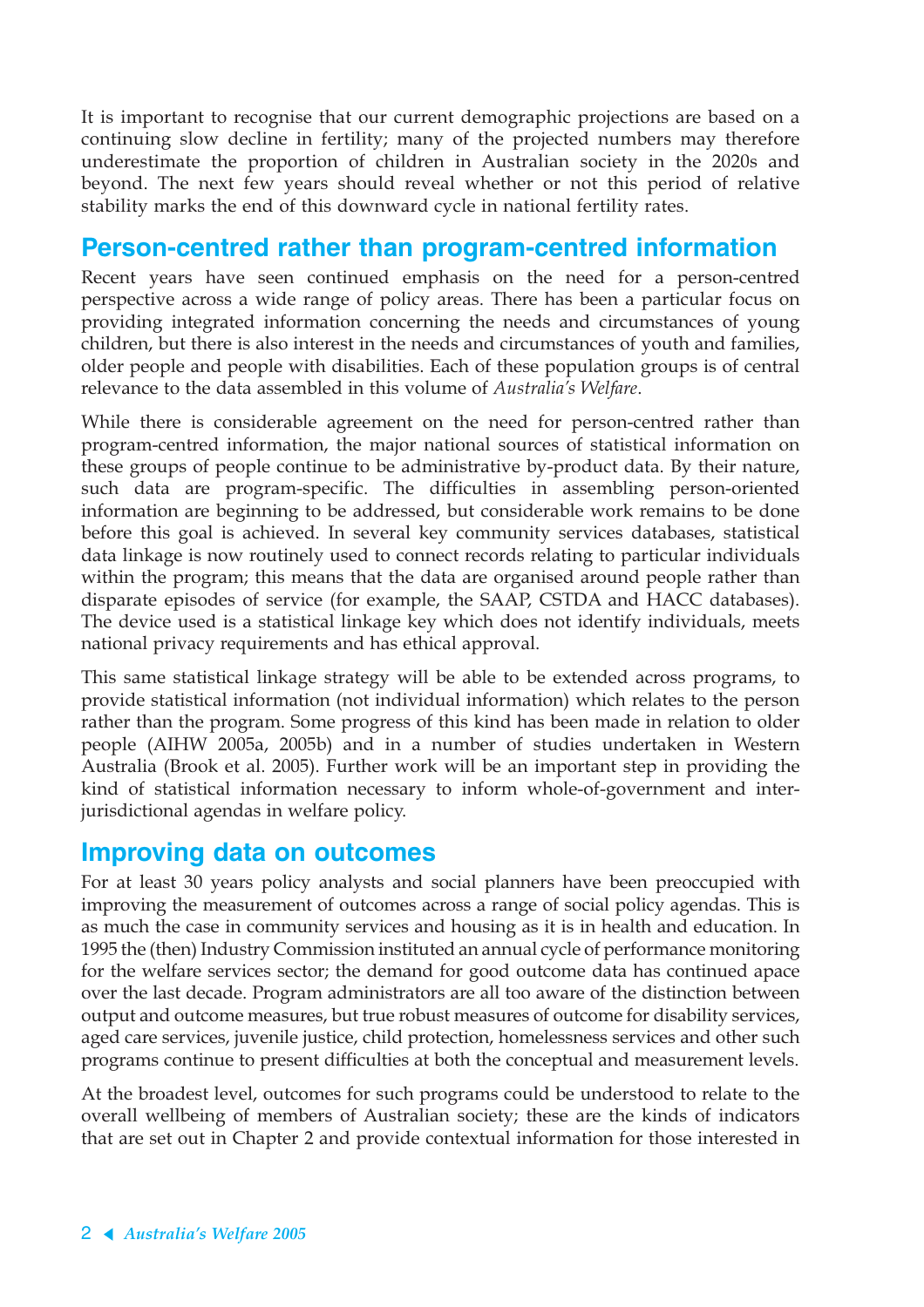It is important to recognise that our current demographic projections are based on a continuing slow decline in fertility; many of the projected numbers may therefore underestimate the proportion of children in Australian society in the 2020s and beyond. The next few years should reveal whether or not this period of relative stability marks the end of this downward cycle in national fertility rates.

## Person-centred rather than program-centred information

Recent years have seen continued emphasis on the need for a person-centred perspective across a wide range of policy areas. There has been a particular focus on providing integrated information concerning the needs and circumstances of young children, but there is also interest in the needs and circumstances of youth and families, older people and people with disabilities. Each of these population groups is of central relevance to the data assembled in this volume of *Australia's Welfare*.

While there is considerable agreement on the need for person-centred rather than program-centred information, the major national sources of statistical information on these groups of people continue to be administrative by-product data. By their nature, such data are program-specific. The difficulties in assembling person-oriented information are beginning to be addressed, but considerable work remains to be done before this goal is achieved. In several key community services databases, statistical data linkage is now routinely used to connect records relating to particular individuals within the program; this means that the data are organised around people rather than disparate episodes of service (for example, the SAAP, CSTDA and HACC databases). The device used is a statistical linkage key which does not identify individuals, meets national privacy requirements and has ethical approval.

This same statistical linkage strategy will be able to be extended across programs, to provide statistical information (not individual information) which relates to the person rather than the program. Some progress of this kind has been made in relation to older people (AIHW 2005a, 2005b) and in a number of studies undertaken in Western Australia (Brook et al. 2005). Further work will be an important step in providing the kind of statistical information necessary to inform whole-of-government and inter-jurisdictional agendas in welfare policy.

## Improving data on outcomes

For at least 30 years policy analysts and social planners have been preoccupied with improving the measurement of outcomes across a range of social policy agendas. This is as much the case in community services and housing as it is in health and education. In 1995 the (then) Industry Commission instituted an annual cycle of performance monitoring for the welfare services sector; the demand for good outcome data has continued apace over the last decade. Program administrators are all too aware of the distinction between output and outcome measures, but true robust measures of outcome for disability services, aged care services, juvenile justice, child protection, homelessness services and other such programs continue to present difficulties at both the conceptual and measurement levels.

At the broadest level, outcomes for such programs could be understood to relate to the overall wellbeing of members of Australian society; these are the kinds of indicators that are set out in Chapter 2 and provide contextual information for those interested in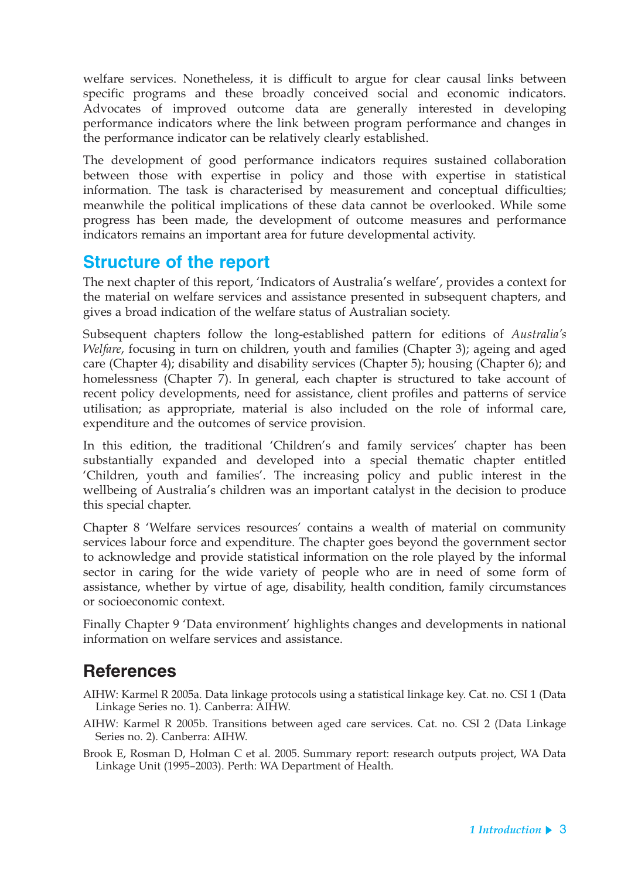welfare services. Nonetheless, it is difficult to argue for clear causal links between specific programs and these broadly conceived social and economic indicators. Advocates of improved outcome data are generally interested in developing performance indicators where the link between program performance and changes in the performance indicator can be relatively clearly established.

The development of good performance indicators requires sustained collaboration between those with expertise in policy and those with expertise in statistical information. The task is characterised by measurement and conceptual difficulties; meanwhile the political implications of these data cannot be overlooked. While some progress has been made, the development of outcome measures and performance indicators remains an important area for future developmental activity.

## Structure of the report

The next chapter of this report, 'Indicators of Australia's welfare', provides a context for the material on welfare services and assistance presented in subsequent chapters, and gives a broad indication of the welfare status of Australian society.

Subsequent chapters follow the long-established pattern for editions of *Australia's Welfare*, focusing in turn on children, youth and families (Chapter 3); ageing and aged care (Chapter 4); disability and disability services (Chapter 5); housing (Chapter 6); and homelessness (Chapter 7). In general, each chapter is structured to take account of recent policy developments, need for assistance, client profiles and patterns of service utilisation; as appropriate, material is also included on the role of informal care, expenditure and the outcomes of service provision.

In this edition, the traditional 'Children's and family services' chapter has been substantially expanded and developed into a special thematic chapter entitled 'Children, youth and families'. The increasing policy and public interest in the wellbeing of Australia's children was an important catalyst in the decision to produce this special chapter.

Chapter 8 'Welfare services resources' contains a wealth of material on community services labour force and expenditure. The chapter goes beyond the government sector to acknowledge and provide statistical information on the role played by the informal sector in caring for the wide variety of people who are in need of some form of assistance, whether by virtue of age, disability, health condition, family circumstances or socioeconomic context.

Finally Chapter 9 'Data environment' highlights changes and developments in national information on welfare services and assistance.

## References

AIHW: Karmel R 2005a. Data linkage protocols using a statistical linkage key. Cat. no. CSI 1 (Data Linkage Series no. 1). Canberra: AIHW.

AIHW: Karmel R 2005b. Transitions between aged care services. Cat. no. CSI 2 (Data Linkage Series no. 2). Canberra: AIHW.

Brook E, Rosman D, Holman C et al. 2005. Summary report: research outputs project, WA Data Linkage Unit (1995–2003). Perth: WA Department of Health.